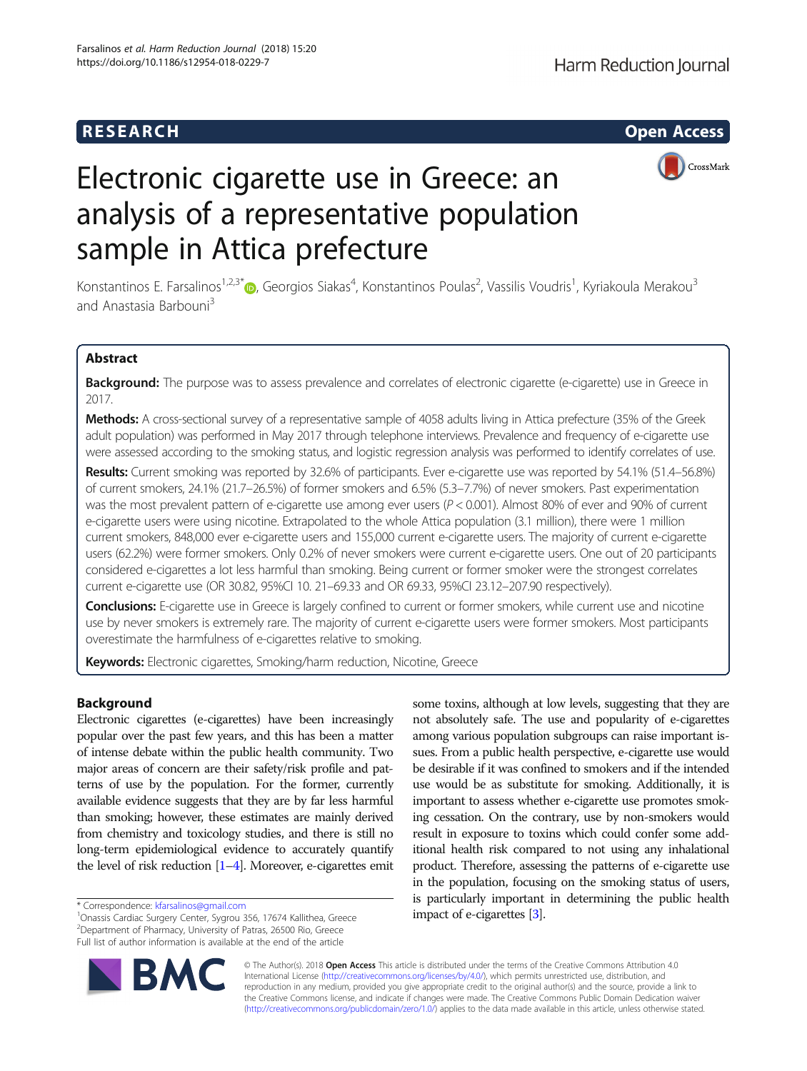RESEARCH

Open Access

# Electronic cigarette use in Greece: an analysis of a representative population sample in Attica prefecture

Konstantinos E. Farsalinos[1,2,3*], Georgios Siakas[4], Konstantinos Poulas[2], Vassilis Voudris[1], Kyriakoula Merakou[3] and Anastasia Barbouni[3]

## Abstract

**Background:** The purpose was to assess prevalence and correlates of electronic cigarette (e-cigarette) use in Greece in 2017.

**Methods:** A cross-sectional survey of a representative sample of 4058 adults living in Attica prefecture (35% of the Greek adult population) was performed in May 2017 through telephone interviews. Prevalence and frequency of e-cigarette use were assessed according to the smoking status, and logistic regression analysis was performed to identify correlates of use.

**Results:** Current smoking was reported by 32.6% of participants. Ever e-cigarette use was reported by 54.1% (51.4–56.8%) of current smokers, 24.1% (21.7–26.5%) of former smokers and 6.5% (5.3–7.7%) of never smokers. Past experimentation was the most prevalent pattern of e-cigarette use among ever users ($P < 0.001$). Almost 80% of ever and 90% of current e-cigarette users were using nicotine. Extrapolated to the whole Attica population (3.1 million), there were 1 million current smokers, 848,000 ever e-cigarette users and 155,000 current e-cigarette users. The majority of current e-cigarette users (62.2%) were former smokers. Only 0.2% of never smokers were current e-cigarette users. One out of 20 participants considered e-cigarettes a lot less harmful than smoking. Being current or former smoker were the strongest correlates current e-cigarette use (OR 30.82, 95%CI 10. 21–69.33 and OR 69.33, 95%CI 23.12–207.90 respectively).

**Conclusions:** E-cigarette use in Greece is largely confined to current or former smokers, while current use and nicotine use by never smokers is extremely rare. The majority of current e-cigarette users were former smokers. Most participants overestimate the harmfulness of e-cigarettes relative to smoking.

**Keywords:** Electronic cigarettes, Smoking/harm reduction, Nicotine, Greece

## Background

Electronic cigarettes (e-cigarettes) have been increasingly popular over the past few years, and this has been a matter of intense debate within the public health community. Two major areas of concern are their safety/risk profile and patterns of use by the population. For the former, currently available evidence suggests that they are by far less harmful than smoking; however, these estimates are mainly derived from chemistry and toxicology studies, and there is still no long-term epidemiological evidence to accurately quantify the level of risk reduction [1–4]. Moreover, e-cigarettes emit some toxins, although at low levels, suggesting that they are not absolutely safe. The use and popularity of e-cigarettes among various population subgroups can raise important issues. From a public health perspective, e-cigarette use would be desirable if it was confined to smokers and if the intended use would be as substitute for smoking. Additionally, it is important to assess whether e-cigarette use promotes smoking cessation. On the contrary, use by non-smokers would result in exposure to toxins which could confer some additional health risk compared to not using any inhalational product. Therefore, assessing the patterns of e-cigarette use in the population, focusing on the smoking status of users, is particularly important in determining the public health impact of e-cigarettes [3].

\* Correspondence: kfarsalinos@gmail.com
[1]Onassis Cardiac Surgery Center, Sygrou 356, 17674 Kallithea, Greece
[2]Department of Pharmacy, University of Patras, 26500 Rio, Greece
Full list of author information is available at the end of the article

© The Author(s). 2018 **Open Access** This article is distributed under the terms of the Creative Commons Attribution 4.0 International License (http://creativecommons.org/licenses/by/4.0/), which permits unrestricted use, distribution, and reproduction in any medium, provided you give appropriate credit to the original author(s) and the source, provide a link to the Creative Commons license, and indicate if changes were made. The Creative Commons Public Domain Dedication waiver (http://creativecommons.org/publicdomain/zero/1.0/) applies to the data made available in this article, unless otherwise stated.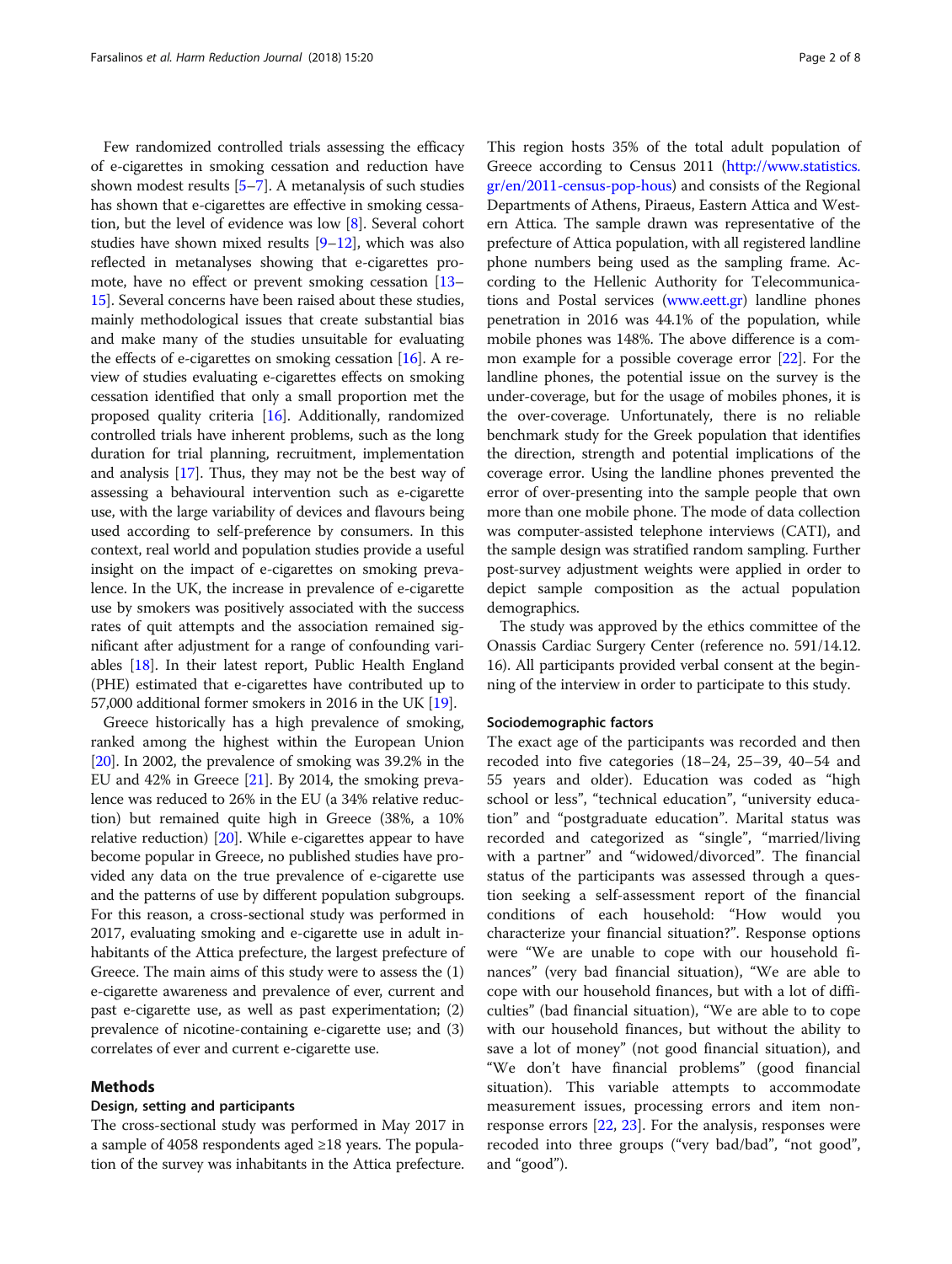Few randomized controlled trials assessing the efficacy of e-cigarettes in smoking cessation and reduction have shown modest results [5–7]. A metanalysis of such studies has shown that e-cigarettes are effective in smoking cessation, but the level of evidence was low [8]. Several cohort studies have shown mixed results [9–12], which was also reflected in metanalyses showing that e-cigarettes promote, have no effect or prevent smoking cessation [13–15]. Several concerns have been raised about these studies, mainly methodological issues that create substantial bias and make many of the studies unsuitable for evaluating the effects of e-cigarettes on smoking cessation [16]. A review of studies evaluating e-cigarettes effects on smoking cessation identified that only a small proportion met the proposed quality criteria [16]. Additionally, randomized controlled trials have inherent problems, such as the long duration for trial planning, recruitment, implementation and analysis [17]. Thus, they may not be the best way of assessing a behavioural intervention such as e-cigarette use, with the large variability of devices and flavours being used according to self-preference by consumers. In this context, real world and population studies provide a useful insight on the impact of e-cigarettes on smoking prevalence. In the UK, the increase in prevalence of e-cigarette use by smokers was positively associated with the success rates of quit attempts and the association remained significant after adjustment for a range of confounding variables [18]. In their latest report, Public Health England (PHE) estimated that e-cigarettes have contributed up to 57,000 additional former smokers in 2016 in the UK [19].

Greece historically has a high prevalence of smoking, ranked among the highest within the European Union [20]. In 2002, the prevalence of smoking was 39.2% in the EU and 42% in Greece [21]. By 2014, the smoking prevalence was reduced to 26% in the EU (a 34% relative reduction) but remained quite high in Greece (38%, a 10% relative reduction) [20]. While e-cigarettes appear to have become popular in Greece, no published studies have provided any data on the true prevalence of e-cigarette use and the patterns of use by different population subgroups. For this reason, a cross-sectional study was performed in 2017, evaluating smoking and e-cigarette use in adult inhabitants of the Attica prefecture, the largest prefecture of Greece. The main aims of this study were to assess the (1) e-cigarette awareness and prevalence of ever, current and past e-cigarette use, as well as past experimentation; (2) prevalence of nicotine-containing e-cigarette use; and (3) correlates of ever and current e-cigarette use.

## Methods

### Design, setting and participants

The cross-sectional study was performed in May 2017 in a sample of 4058 respondents aged ≥18 years. The population of the survey was inhabitants in the Attica prefecture. This region hosts 35% of the total adult population of Greece according to Census 2011 (http://www.statistics.gr/en/2011-census-pop-hous) and consists of the Regional Departments of Athens, Piraeus, Eastern Attica and Western Attica. The sample drawn was representative of the prefecture of Attica population, with all registered landline phone numbers being used as the sampling frame. According to the Hellenic Authority for Telecommunications and Postal services (www.eett.gr) landline phones penetration in 2016 was 44.1% of the population, while mobile phones was 148%. The above difference is a common example for a possible coverage error [22]. For the landline phones, the potential issue on the survey is the under-coverage, but for the usage of mobiles phones, it is the over-coverage. Unfortunately, there is no reliable benchmark study for the Greek population that identifies the direction, strength and potential implications of the coverage error. Using the landline phones prevented the error of over-presenting into the sample people that own more than one mobile phone. The mode of data collection was computer-assisted telephone interviews (CATI), and the sample design was stratified random sampling. Further post-survey adjustment weights were applied in order to depict sample composition as the actual population demographics.

The study was approved by the ethics committee of the Onassis Cardiac Surgery Center (reference no. 591/14.12.16). All participants provided verbal consent at the beginning of the interview in order to participate to this study.

### Sociodemographic factors

The exact age of the participants was recorded and then recoded into five categories (18–24, 25–39, 40–54 and 55 years and older). Education was coded as "high school or less", "technical education", "university education" and "postgraduate education". Marital status was recorded and categorized as "single", "married/living with a partner" and "widowed/divorced". The financial status of the participants was assessed through a question seeking a self-assessment report of the financial conditions of each household: "How would you characterize your financial situation?". Response options were "We are unable to cope with our household finances" (very bad financial situation), "We are able to cope with our household finances, but with a lot of difficulties" (bad financial situation), "We are able to to cope with our household finances, but without the ability to save a lot of money" (not good financial situation), and "We don't have financial problems" (good financial situation). This variable attempts to accommodate measurement issues, processing errors and item non-response errors [22, 23]. For the analysis, responses were recoded into three groups ("very bad/bad", "not good", and "good").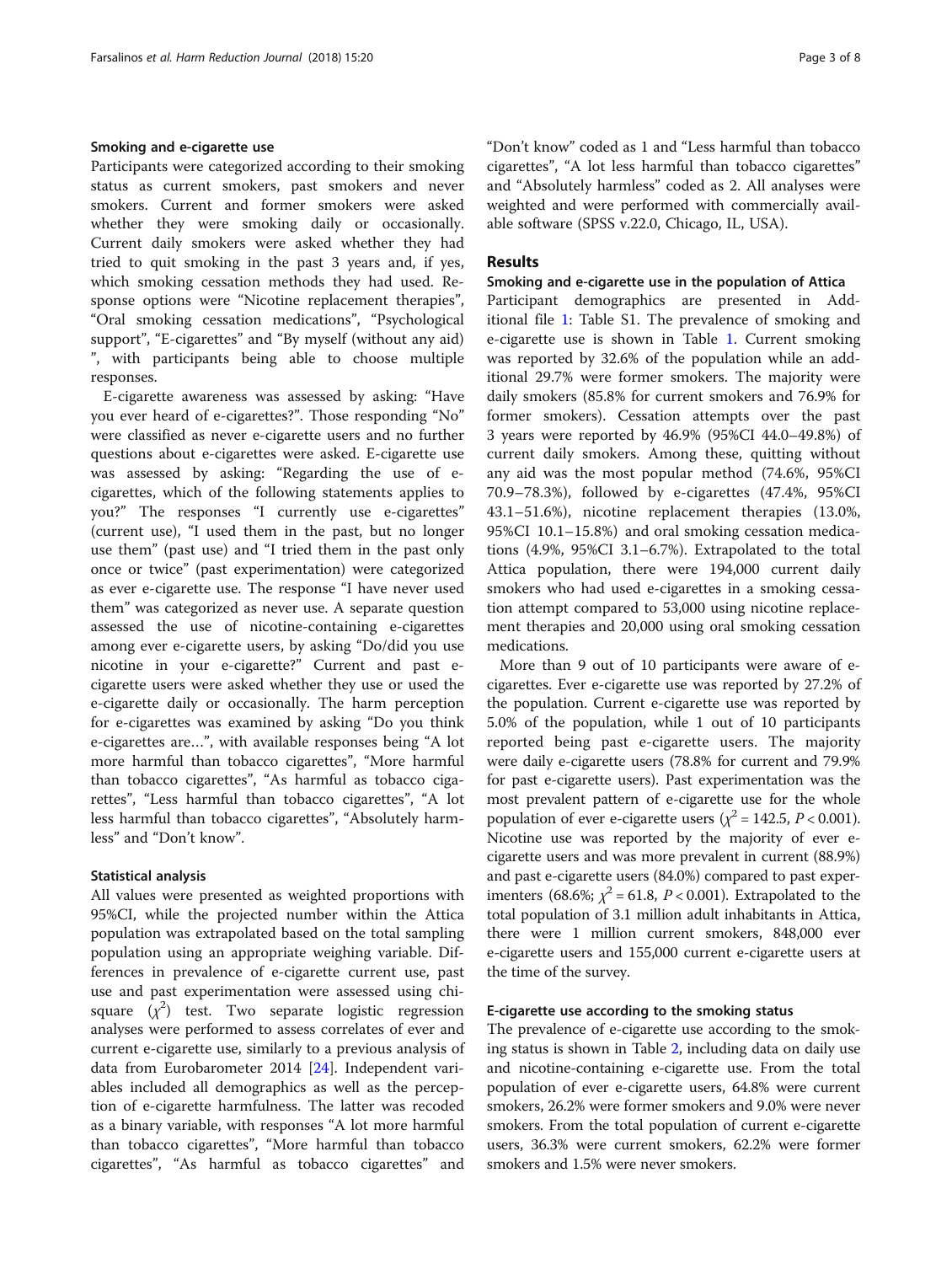### Smoking and e-cigarette use

Participants were categorized according to their smoking status as current smokers, past smokers and never smokers. Current and former smokers were asked whether they were smoking daily or occasionally. Current daily smokers were asked whether they had tried to quit smoking in the past 3 years and, if yes, which smoking cessation methods they had used. Response options were "Nicotine replacement therapies", "Oral smoking cessation medications", "Psychological support", "E-cigarettes" and "By myself (without any aid) ", with participants being able to choose multiple responses.

E-cigarette awareness was assessed by asking: "Have you ever heard of e-cigarettes?". Those responding "No" were classified as never e-cigarette users and no further questions about e-cigarettes were asked. E-cigarette use was assessed by asking: "Regarding the use of e-cigarettes, which of the following statements applies to you?" The responses "I currently use e-cigarettes" (current use), "I used them in the past, but no longer use them" (past use) and "I tried them in the past only once or twice" (past experimentation) were categorized as ever e-cigarette use. The response "I have never used them" was categorized as never use. A separate question assessed the use of nicotine-containing e-cigarettes among ever e-cigarette users, by asking "Do/did you use nicotine in your e-cigarette?" Current and past e-cigarette users were asked whether they use or used the e-cigarette daily or occasionally. The harm perception for e-cigarettes was examined by asking "Do you think e-cigarettes are…", with available responses being "A lot more harmful than tobacco cigarettes", "More harmful than tobacco cigarettes", "As harmful as tobacco cigarettes", "Less harmful than tobacco cigarettes", "A lot less harmful than tobacco cigarettes", "Absolutely harmless" and "Don't know".

### Statistical analysis

All values were presented as weighted proportions with 95%CI, while the projected number within the Attica population was extrapolated based on the total sampling population using an appropriate weighing variable. Differences in prevalence of e-cigarette current use, past use and past experimentation were assessed using chi-square ($\chi^2$) test. Two separate logistic regression analyses were performed to assess correlates of ever and current e-cigarette use, similarly to a previous analysis of data from Eurobarometer 2014 [24]. Independent variables included all demographics as well as the perception of e-cigarette harmfulness. The latter was recoded as a binary variable, with responses "A lot more harmful than tobacco cigarettes", "More harmful than tobacco cigarettes", "As harmful as tobacco cigarettes" and "Don't know" coded as 1 and "Less harmful than tobacco cigarettes", "A lot less harmful than tobacco cigarettes" and "Absolutely harmless" coded as 2. All analyses were weighted and were performed with commercially available software (SPSS v.22.0, Chicago, IL, USA).

## Results

### Smoking and e-cigarette use in the population of Attica

Participant demographics are presented in Additional file 1: Table S1. The prevalence of smoking and e-cigarette use is shown in Table 1. Current smoking was reported by 32.6% of the population with an additional 29.7% were former smokers. The majority were daily smokers (85.8% for current smokers and 76.9% for former smokers). Cessation attempts over the past 3 years were reported by 46.9% (95%CI 44.0–49.8%) of current daily smokers. Among these, quitting without any aid was the most popular method (74.6%, 95%CI 70.9–78.3%), followed by e-cigarettes (47.4%, 95%CI 43.1–51.6%), nicotine replacement therapies (13.0%, 95%CI 10.1–15.8%) and oral smoking cessation medications (4.9%, 95%CI 3.1–6.7%). Extrapolated to the total Attica population, there were 194,000 current daily smokers who had used e-cigarettes in a smoking cessation attempt compared to 53,000 using nicotine replacement therapies and 20,000 using oral smoking cessation medications.

More than 9 out of 10 participants were aware of e-cigarettes. Ever e-cigarette use was reported by 27.2% of the population. Current e-cigarette use was reported by 5.0% of the population, while 1 out of 10 participants reported being past e-cigarette users. The majority were daily e-cigarette users (78.8% for current and 79.9% for past e-cigarette users). Past experimentation was the most prevalent pattern of e-cigarette use for the whole population of ever e-cigarette users ($\chi^2 = 142.5$, $P < 0.001$). Nicotine use was reported by the majority of ever e-cigarette users and was more prevalent in current (88.9%) and past e-cigarette users (84.0%) compared to past experimenters (68.6%; $\chi^2 = 61.8$, $P < 0.001$). Extrapolated to the total population of 3.1 million adult inhabitants in Attica, there were 1 million current smokers, 848,000 ever e-cigarette users and 155,000 current e-cigarette users at the time of the survey.

### E-cigarette use according to the smoking status

The prevalence of e-cigarette use according to the smoking status is shown in Table 2, including data on daily use and nicotine-containing e-cigarette use. From the total population of ever e-cigarette users, 64.8% were current smokers, 26.2% were former smokers and 9.0% were never smokers. From the total population of current e-cigarette users, 36.3% were current smokers, 62.2% were former smokers and 1.5% were never smokers.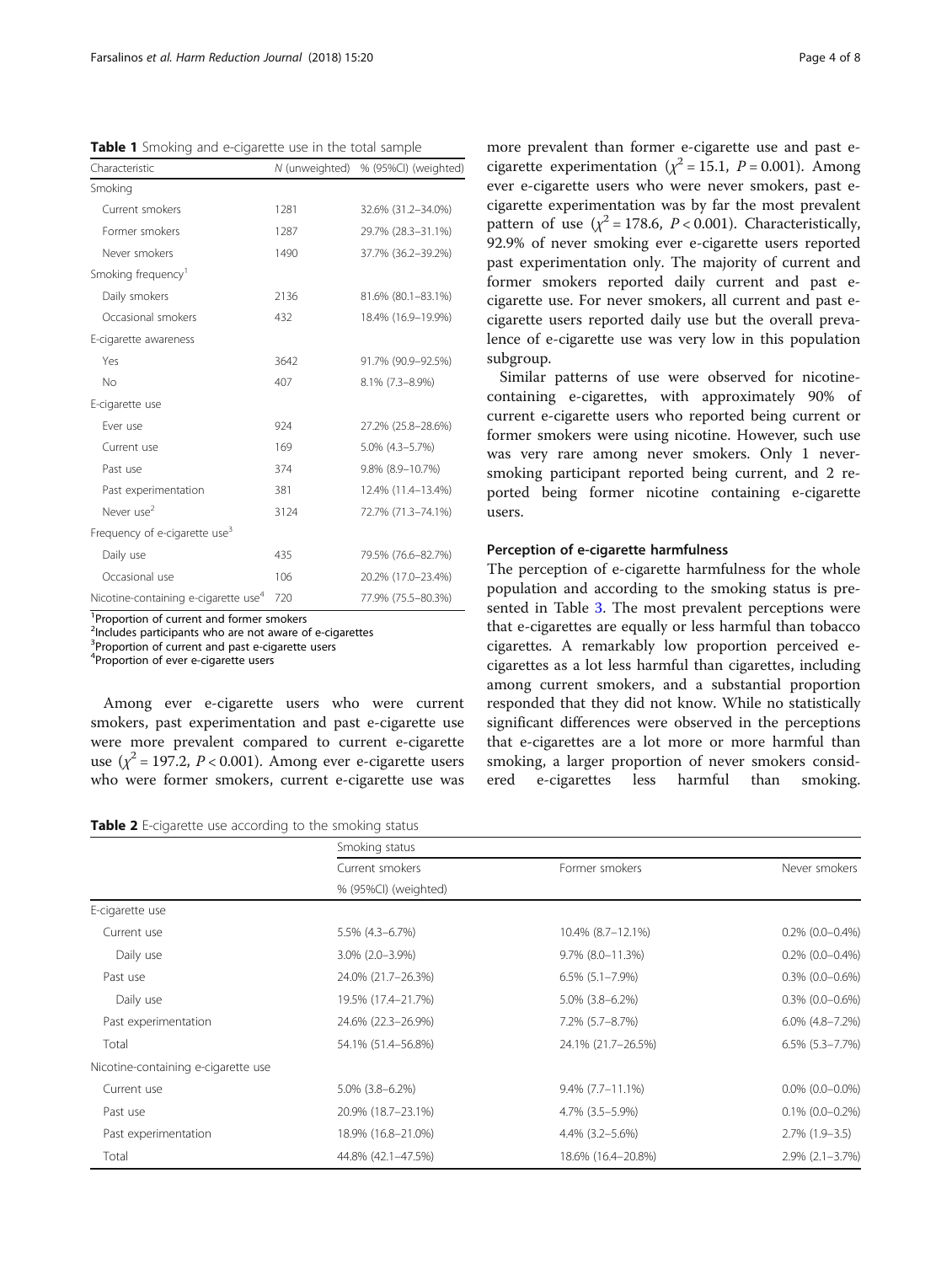**Table 1** Smoking and e-cigarette use in the total sample

| Characteristic | N (unweighted) | % (95%CI) (weighted) |
|---|---|---|
| Smoking | | |
| Current smokers | 1281 | 32.6% (31.2–34.0%) |
| Former smokers | 1287 | 29.7% (28.3–31.1%) |
| Never smokers | 1490 | 37.7% (36.2–39.2%) |
| Smoking frequency[1] | | |
| Daily smokers | 2136 | 81.6% (80.1–83.1%) |
| Occasional smokers | 432 | 18.4% (16.9–19.9%) |
| E-cigarette awareness | | |
| Yes | 3642 | 91.7% (90.9–92.5%) |
| No | 407 | 8.1% (7.3–8.9%) |
| E-cigarette use | | |
| Ever use | 924 | 27.2% (25.8–28.6%) |
| Current use | 169 | 5.0% (4.3–5.7%) |
| Past use | 374 | 9.8% (8.9–10.7%) |
| Past experimentation | 381 | 12.4% (11.4–13.4%) |
| Never use[2] | 3124 | 72.7% (71.3–74.1%) |
| Frequency of e-cigarette use[3] | | |
| Daily use | 435 | 79.5% (76.6–82.7%) |
| Occasional use | 106 | 20.2% (17.0–23.4%) |
| Nicotine-containing e-cigarette use[4] | 720 | 77.9% (75.5–80.3%) |

[1]Proportion of current and former smokers
[2]Includes participants who are not aware of e-cigarettes
[3]Proportion of current and past e-cigarette users
[4]Proportion of ever e-cigarette users

Among ever e-cigarette users who were current smokers, past experimentation and past e-cigarette use were more prevalent compared to current e-cigarette use ($\chi^2 = 197.2$, $P < 0.001$). Among ever e-cigarette users who were former smokers, current e-cigarette use was more prevalent than former e-cigarette use and past e-cigarette experimentation ($\chi^2 = 15.1$, $P = 0.001$). Among ever e-cigarette users who were never smokers, past e-cigarette experimentation was by far the most prevalent pattern of use ($\chi^2 = 178.6$, $P < 0.001$). Characteristically, 92.9% of never smoking ever e-cigarette users reported past experimentation only. The majority of current and former smokers reported daily current and past e-cigarette use. For never smokers, all current and past e-cigarette users reported daily use but the overall prevalence of e-cigarette use was very low in this population subgroup.

Similar patterns of use were observed for nicotine-containing e-cigarettes, with approximately 90% of current e-cigarette users who reported being current or former smokers were using nicotine. However, such use was very rare among never smokers. Only 1 never-smoking participant reported being current, and 2 reported being former nicotine containing e-cigarette users.

### Perception of e-cigarette harmfulness

The perception of e-cigarette harmfulness for the whole population and according to the smoking status is presented in Table 3. The most prevalent perceptions were that e-cigarettes are equally or less harmful than tobacco cigarettes. A remarkably low proportion perceived e-cigarettes as a lot less harmful than cigarettes, including among current smokers, and a substantial proportion responded that they did not know. While no statistically significant differences were observed in the perceptions that e-cigarettes are a lot more or more harmful than smoking, a larger proportion of never smokers considered e-cigarettes less harmful than smoking.

**Table 2** E-cigarette use according to the smoking status

| | Smoking status | | |
|---|---|---|---|
| | Current smokers | Former smokers | Never smokers |
| | % (95%CI) (weighted) | | |
| E-cigarette use | | | |
| Current use | 5.5% (4.3–6.7%) | 10.4% (8.7–12.1%) | 0.2% (0.0–0.4%) |
| Daily use | 3.0% (2.0–3.9%) | 9.7% (8.0–11.3%) | 0.2% (0.0–0.4%) |
| Past use | 24.0% (21.7–26.3%) | 6.5% (5.1–7.9%) | 0.3% (0.0–0.6%) |
| Daily use | 19.5% (17.4–21.7%) | 5.0% (3.8–6.2%) | 0.3% (0.0–0.6%) |
| Past experimentation | 24.6% (22.3–26.9%) | 7.2% (5.7–8.7%) | 6.0% (4.8–7.2%) |
| Total | 54.1% (51.4–56.8%) | 24.1% (21.7–26.5%) | 6.5% (5.3–7.7%) |
| Nicotine-containing e-cigarette use | | | |
| Current use | 5.0% (3.8–6.2%) | 9.4% (7.7–11.1%) | 0.0% (0.0–0.0%) |
| Past use | 20.9% (18.7–23.1%) | 4.7% (3.5–5.9%) | 0.1% (0.0–0.2%) |
| Past experimentation | 18.9% (16.8–21.0%) | 4.4% (3.2–5.6%) | 2.7% (1.9–3.5) |
| Total | 44.8% (42.1–47.5%) | 18.6% (16.4–20.8%) | 2.9% (2.1–3.7%) |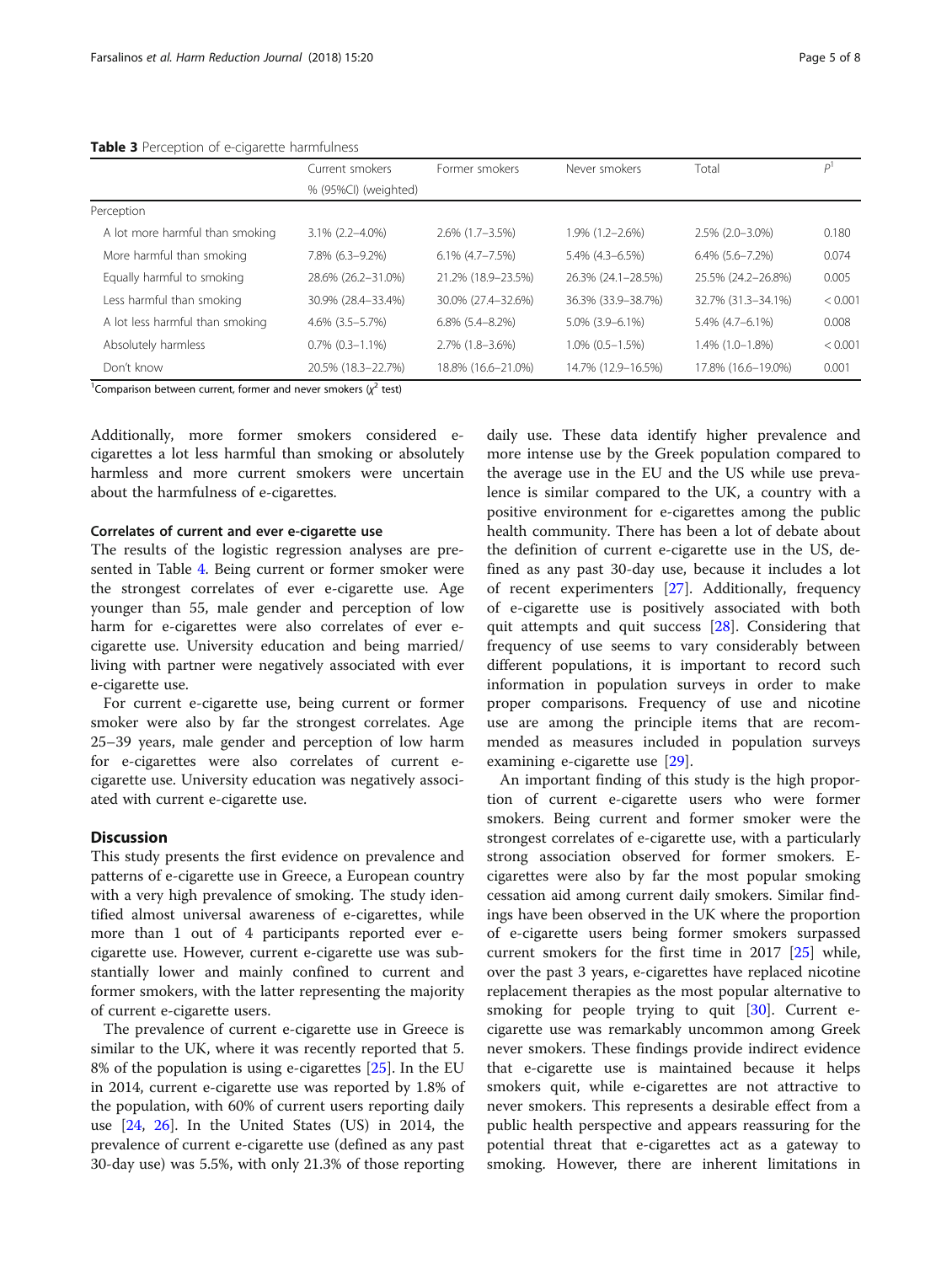**Table 3** Perception of e-cigarette harmfulness

| | Current smokers | Former smokers | Never smokers | Total | P[1] |
|---|---|---|---|---|---|
| | % (95%CI) (weighted) | | | | |
| Perception | | | | | |
| A lot more harmful than smoking | 3.1% (2.2–4.0%) | 2.6% (1.7–3.5%) | 1.9% (1.2–2.6%) | 2.5% (2.0–3.0%) | 0.180 |
| More harmful than smoking | 7.8% (6.3–9.2%) | 6.1% (4.7–7.5%) | 5.4% (4.3–6.5%) | 6.4% (5.6–7.2%) | 0.074 |
| Equally harmful to smoking | 28.6% (26.2–31.0%) | 21.2% (18.9–23.5%) | 26.3% (24.1–28.5%) | 25.5% (24.2–26.8%) | 0.005 |
| Less harmful than smoking | 30.9% (28.4–33.4%) | 30.0% (27.4–32.6%) | 36.3% (33.9–38.7%) | 32.7% (31.3–34.1%) | < 0.001 |
| A lot less harmful than smoking | 4.6% (3.5–5.7%) | 6.8% (5.4–8.2%) | 5.0% (3.9–6.1%) | 5.4% (4.7–6.1%) | 0.008 |
| Absolutely harmless | 0.7% (0.3–1.1%) | 2.7% (1.8–3.6%) | 1.0% (0.5–1.5%) | 1.4% (1.0–1.8%) | < 0.001 |
| Don't know | 20.5% (18.3–22.7%) | 18.8% (16.6–21.0%) | 14.7% (12.9–16.5%) | 17.8% (16.6–19.0%) | 0.001 |

[1]Comparison between current, former and never smokers ($\chi^2$ test)

Additionally, more former smokers considered e-cigarettes a lot less harmful than smoking or absolutely harmless and more current smokers were uncertain about the harmfulness of e-cigarettes.

### Correlates of current and ever e-cigarette use

The results of the logistic regression analyses are presented in Table 4. Being current or former smoker were the strongest correlates of ever e-cigarette use. Age younger than 55, male gender and perception of low harm for e-cigarettes were also correlates of ever e-cigarette use. University education and being married/living with partner were negatively associated with ever e-cigarette use.

For current e-cigarette use, being current or former smoker were also by far the strongest correlates. Age 25–39 years, male gender and perception of low harm for e-cigarettes were also correlates of current e-cigarette use. University education was negatively associated with current e-cigarette use.

## Discussion

This study presents the first evidence on prevalence and patterns of e-cigarette use in Greece, a European country with a very high prevalence of smoking. The study identified almost universal awareness of e-cigarettes, while more than 1 out of 4 participants reported ever e-cigarette use. However, current e-cigarette use was substantially lower and mainly confined to current and former smokers, with the latter representing the majority of current e-cigarette users.

The prevalence of current e-cigarette use in Greece is similar to the UK, where it was recently reported that 5.8% of the population is using e-cigarettes [25]. In the EU in 2014, current e-cigarette use was reported by 1.8% of the population, with 60% of current users reporting daily use [24, 26]. In the United States (US) in 2014, the prevalence of current e-cigarette use (defined as any past 30-day use) was 5.5%, with only 21.3% of those reporting daily use. These data identify higher prevalence and more intense use by the Greek population compared to the average use in the EU and the US while use prevalence is similar compared to the UK, a country with a positive environment for e-cigarettes among the public health community. There has been a lot of debate about the definition of current e-cigarette use in the US, defined as any past 30-day use, because it includes a lot of recent experimenters [27]. Additionally, frequency of e-cigarette use is positively associated with both quit attempts and quit success [28]. Considering that frequency of use seems to vary considerably between different populations, it is important to record such information in population surveys in order to make proper comparisons. Frequency of use and nicotine use are among the principle items that are recommended as measures included in population surveys examining e-cigarette use [29].

An important finding of this study is the high proportion of current e-cigarette users who were former smokers. Being current and former smoker were the strongest correlates of e-cigarette use, with a particularly strong association observed for former smokers. E-cigarettes were also by far the most popular smoking cessation aid among current daily smokers. Similar findings have been observed in the UK where the proportion of e-cigarette users being former smokers surpassed current smokers for the first time in 2017 [25] while, over the past 3 years, e-cigarettes have replaced nicotine replacement therapies as the most popular alternative to smoking for people trying to quit [30]. Current e-cigarette use was remarkably uncommon among Greek never smokers. These findings provide indirect evidence that e-cigarette use is maintained because it helps smokers quit, while e-cigarettes are not attractive to never smokers. This represents a desirable effect from a public health perspective and appears reassuring for the potential threat that e-cigarettes act as a gateway to smoking. However, there are inherent limitations in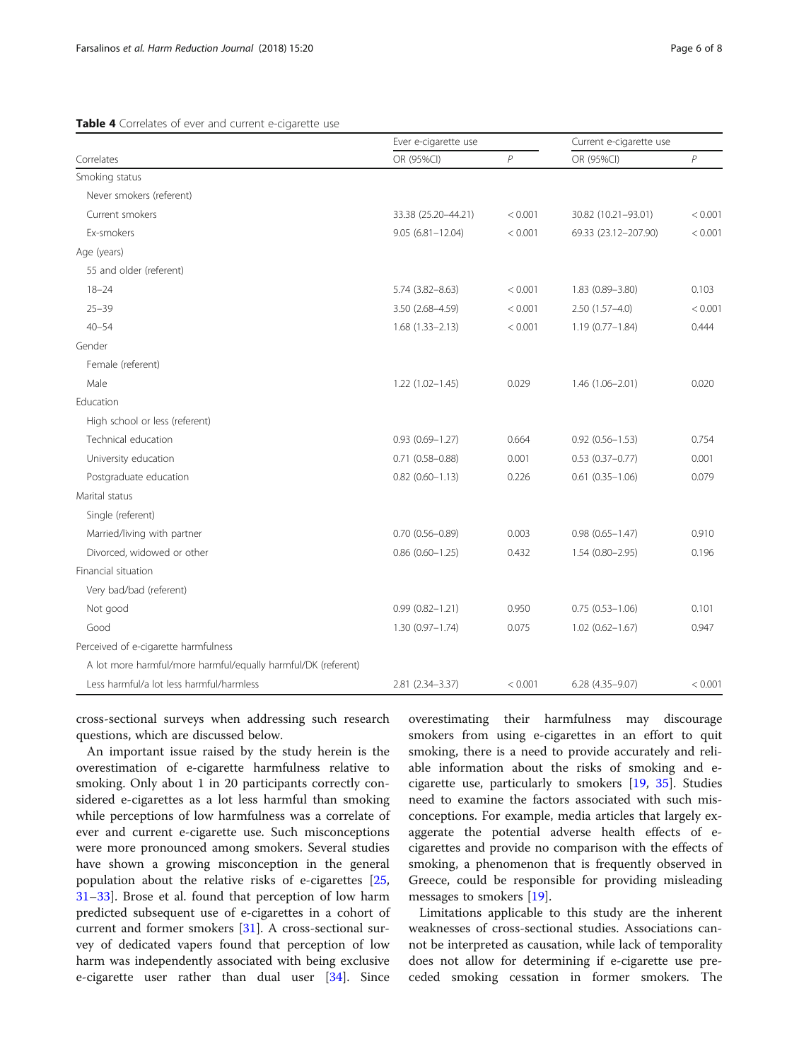**Table 4** Correlates of ever and current e-cigarette use

| Correlates | Ever e-cigarette use | | Current e-cigarette use | |
|---|---|---|---|---|
| | OR (95%CI) | *P* | OR (95%CI) | *P* |
| Smoking status | | | | |
| Never smokers (referent) | | | | |
| Current smokers | 33.38 (25.20–44.21) | < 0.001 | 30.82 (10.21–93.01) | < 0.001 |
| Ex-smokers | 9.05 (6.81–12.04) | < 0.001 | 69.33 (23.12–207.90) | < 0.001 |
| Age (years) | | | | |
| 55 and older (referent) | | | | |
| 18–24 | 5.74 (3.82–8.63) | < 0.001 | 1.83 (0.89–3.80) | 0.103 |
| 25–39 | 3.50 (2.68–4.59) | < 0.001 | 2.50 (1.57–4.0) | < 0.001 |
| 40–54 | 1.68 (1.33–2.13) | < 0.001 | 1.19 (0.77–1.84) | 0.444 |
| Gender | | | | |
| Female (referent) | | | | |
| Male | 1.22 (1.02–1.45) | 0.029 | 1.46 (1.06–2.01) | 0.020 |
| Education | | | | |
| High school or less (referent) | | | | |
| Technical education | 0.93 (0.69–1.27) | 0.664 | 0.92 (0.56–1.53) | 0.754 |
| University education | 0.71 (0.58–0.88) | 0.001 | 0.53 (0.37–0.77) | 0.001 |
| Postgraduate education | 0.82 (0.60–1.13) | 0.226 | 0.61 (0.35–1.06) | 0.079 |
| Marital status | | | | |
| Single (referent) | | | | |
| Married/living with partner | 0.70 (0.56–0.89) | 0.003 | 0.98 (0.65–1.47) | 0.910 |
| Divorced, widowed or other | 0.86 (0.60–1.25) | 0.432 | 1.54 (0.80–2.95) | 0.196 |
| Financial situation | | | | |
| Very bad/bad (referent) | | | | |
| Not good | 0.99 (0.82–1.21) | 0.950 | 0.75 (0.53–1.06) | 0.101 |
| Good | 1.30 (0.97–1.74) | 0.075 | 1.02 (0.62–1.67) | 0.947 |
| Perceived of e-cigarette harmfulness | | | | |
| A lot more harmful/more harmful/equally harmful/DK (referent) | | | | |
| Less harmful/a lot less harmful/harmless | 2.81 (2.34–3.37) | < 0.001 | 6.28 (4.35–9.07) | < 0.001 |

cross-sectional surveys when addressing such research questions, which are discussed below.

An important issue raised by the study herein is the overestimation of e-cigarette harmfulness relative to smoking. Only about 1 in 20 participants correctly considered e-cigarettes as a lot less harmful than smoking while perceptions of low harmfulness was a correlate of ever and current e-cigarette use. Such misconceptions were more pronounced among smokers. Several studies have shown a growing misconception in the general population about the relative risks of e-cigarettes [25, 31–33]. Brose et al. found that perception of low harm predicted subsequent use of e-cigarettes in a cohort of current and former smokers [31]. A cross-sectional survey of dedicated vapers found that perception of low harm was independently associated with being exclusive e-cigarette user rather than dual user [34]. Since overestimating their harmfulness may discourage smokers from using e-cigarettes in an effort to quit smoking, there is a need to provide accurately and reliable information about the risks of smoking and e-cigarette use, particularly to smokers [19, 35]. Studies need to examine the factors associated with such misconceptions. For example, media articles that largely exaggerate the potential adverse health effects of e-cigarettes and provide no comparison with the effects of smoking, a phenomenon that is frequently observed in Greece, could be responsible for providing misleading messages to smokers [19].

Limitations applicable to this study are the inherent weaknesses of cross-sectional studies. Associations cannot be interpreted as causation, while lack of temporality does not allow for determining if e-cigarette use preceded smoking cessation in former smokers. The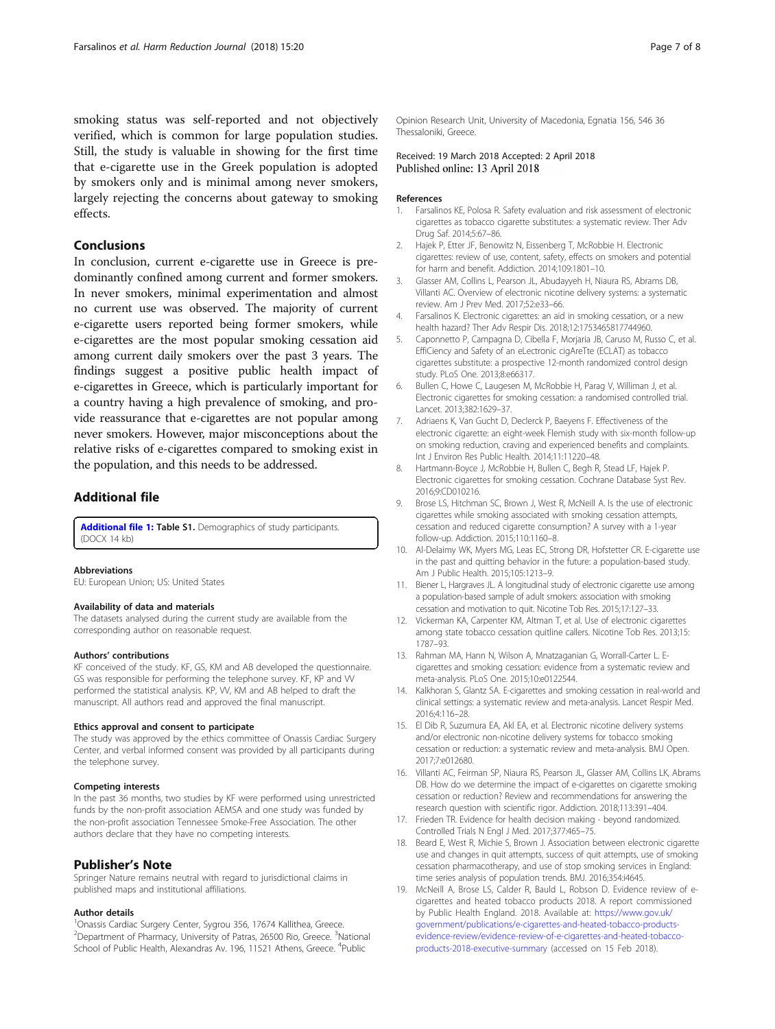smoking status was self-reported and not objectively verified, which is common for large population studies. Still, the study is valuable in showing for the first time that e-cigarette use in the Greek population is adopted by smokers only and is minimal among never smokers, largely rejecting the concerns about gateway to smoking effects.

## Conclusions

In conclusion, current e-cigarette use in Greece is predominantly confined among current and former smokers. In never smokers, minimal experimentation and almost no current use was observed. The majority of current e-cigarette users reported being former smokers, while e-cigarettes are the most popular smoking cessation aid among current daily smokers over the past 3 years. The findings suggest a positive public health impact of e-cigarettes in Greece, which is particularly important for a country having a high prevalence of smoking, and provide reassurance that e-cigarettes are not popular among never smokers. However, major misconceptions about the relative risks of e-cigarettes compared to smoking exist in the population, and this needs to be addressed.

## Additional file

**Additional file 1: Table S1.** Demographics of study participants. (DOCX 14 kb)

#### Abbreviations

EU: European Union; US: United States

#### Availability of data and materials

The datasets analysed during the current study are available from the corresponding author on reasonable request.

#### Authors' contributions

KF conceived of the study. KF, GS, KM and AB developed the questionnaire. GS was responsible for performing the telephone survey. KF, KP and VV performed the statistical analysis. KP, VV, KM and AB helped to draft the manuscript. All authors read and approved the final manuscript.

#### Ethics approval and consent to participate

The study was approved by the ethics committee of Onassis Cardiac Surgery Center, and verbal informed consent was provided by all participants during the telephone survey.

#### Competing interests

In the past 36 months, two studies by KF were performed using unrestricted funds by the non-profit association AEMSA and one study was funded by the non-profit association Tennessee Smoke-Free Association. The other authors declare that they have no competing interests.

## Publisher's Note

Springer Nature remains neutral with regard to jurisdictional claims in published maps and institutional affiliations.

#### Author details

[1]Onassis Cardiac Surgery Center, Sygrou 356, 17674 Kallithea, Greece. [2]Department of Pharmacy, University of Patras, 26500 Rio, Greece. [3]National School of Public Health, Alexandras Av. 196, 11521 Athens, Greece. [4]Public Opinion Research Unit, University of Macedonia, Egnatia 156, 546 36 Thessaloniki, Greece.

Received: 19 March 2018 Accepted: 2 April 2018
Published online: 13 April 2018

#### References

1. Farsalinos KE, Polosa R. Safety evaluation and risk assessment of electronic cigarettes as tobacco cigarette substitutes: a systematic review. Ther Adv Drug Saf. 2014;5:67–86.
2. Hajek P, Etter JF, Benowitz N, Eissenberg T, McRobbie H. Electronic cigarettes: review of use, content, safety, effects on smokers and potential for harm and benefit. Addiction. 2014;109:1801–10.
3. Glasser AM, Collins L, Pearson JL, Abudayyeh H, Niaura RS, Abrams DB, Villanti AC. Overview of electronic nicotine delivery systems: a systematic review. Am J Prev Med. 2017;52:e33–66.
4. Farsalinos K. Electronic cigarettes: an aid in smoking cessation, or a new health hazard? Ther Adv Respir Dis. 2018;12:1753465817744960.
5. Caponnetto P, Campagna D, Cibella F, Morjaria JB, Caruso M, Russo C, et al. EffiCiency and Safety of an eLectronic cigAreTte (ECLAT) as tobacco cigarettes substitute: a prospective 12-month randomized control design study. PLoS One. 2013;8:e66317.
6. Bullen C, Howe C, Laugesen M, McRobbie H, Parag V, Williman J, et al. Electronic cigarettes for smoking cessation: a randomised controlled trial. Lancet. 2013;382:1629–37.
7. Adriaens K, Van Gucht D, Declerck P, Baeyens F. Effectiveness of the electronic cigarette: an eight-week Flemish study with six-month follow-up on smoking reduction, craving and experienced benefits and complaints. Int J Environ Res Public Health. 2014;11:11220–48.
8. Hartmann-Boyce J, McRobbie H, Bullen C, Begh R, Stead LF, Hajek P. Electronic cigarettes for smoking cessation. Cochrane Database Syst Rev. 2016;9:CD010216.
9. Brose LS, Hitchman SC, Brown J, West R, McNeill A. Is the use of electronic cigarettes while smoking associated with smoking cessation attempts, cessation and reduced cigarette consumption? A survey with a 1-year follow-up. Addiction. 2015;110:1160–8.
10. Al-Delaimy WK, Myers MG, Leas EC, Strong DR, Hofstetter CR. E-cigarette use in the past and quitting behavior in the future: a population-based study. Am J Public Health. 2015;105:1213–9.
11. Biener L, Hargraves JL. A longitudinal study of electronic cigarette use among a population-based sample of adult smokers: association with smoking cessation and motivation to quit. Nicotine Tob Res. 2015;17:127–33.
12. Vickerman KA, Carpenter KM, Altman T, et al. Use of electronic cigarettes among state tobacco cessation quitline callers. Nicotine Tob Res. 2013;15:1787–93.
13. Rahman MA, Hann N, Wilson A, Mnatzaganian G, Worrall-Carter L. E-cigarettes and smoking cessation: evidence from a systematic review and meta-analysis. PLoS One. 2015;10:e0122544.
14. Kalkhoran S, Glantz SA. E-cigarettes and smoking cessation in real-world and clinical settings: a systematic review and meta-analysis. Lancet Respir Med. 2016;4:116–28.
15. El Dib R, Suzumura EA, Akl EA, et al. Electronic nicotine delivery systems and/or electronic non-nicotine delivery systems for tobacco smoking cessation or reduction: a systematic review and meta-analysis. BMJ Open. 2017;7:e012680.
16. Villanti AC, Feirman SP, Niaura RS, Pearson JL, Glasser AM, Collins LK, Abrams DB. How do we determine the impact of e-cigarettes on cigarette smoking cessation or reduction? Review and recommendations for answering the research question with scientific rigor. Addiction. 2018;113:391–404.
17. Frieden TR. Evidence for health decision making - beyond randomized. Controlled Trials N Engl J Med. 2017;377:465–75.
18. Beard E, West R, Michie S, Brown J. Association between electronic cigarette use and changes in quit attempts, success of quit attempts, use of smoking cessation pharmacotherapy, and use of stop smoking services in England: time series analysis of population trends. BMJ. 2016;354:i4645.
19. McNeill A, Brose LS, Calder R, Bauld L, Robson D. Evidence review of e-cigarettes and heated tobacco products 2018. A report commissioned by Public Health England. 2018. Available at: https://www.gov.uk/government/publications/e-cigarettes-and-heated-tobacco-products-evidence-review/evidence-review-of-e-cigarettes-and-heated-tobacco-products-2018-executive-summary (accessed on 15 Feb 2018).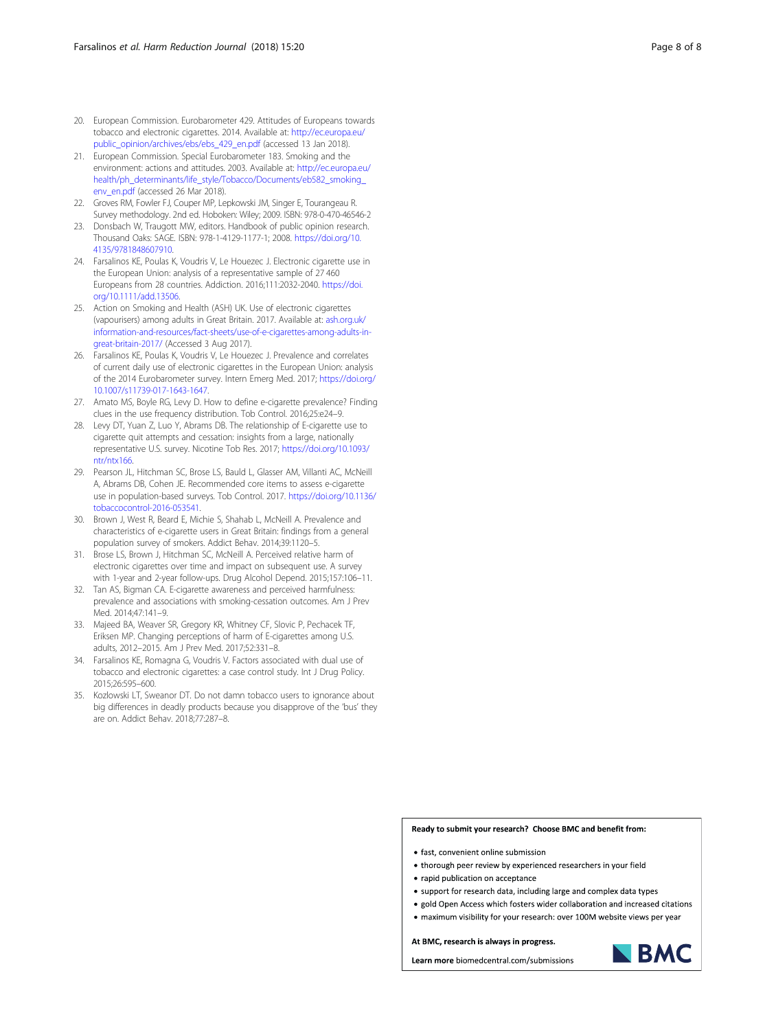20. European Commission. Eurobarometer 429. Attitudes of Europeans towards tobacco and electronic cigarettes. 2014. Available at: http://ec.europa.eu/public_opinion/archives/ebs/ebs_429_en.pdf (accessed 13 Jan 2018).
21. European Commission. Special Eurobarometer 183. Smoking and the environment: actions and attitudes. 2003. Available at: http://ec.europa.eu/health/ph_determinants/life_style/Tobacco/Documents/eb582_smoking_env_en.pdf (accessed 26 Mar 2018).
22. Groves RM, Fowler FJ, Couper MP, Lepkowski JM, Singer E, Tourangeau R. Survey methodology. 2nd ed. Hoboken: Wiley; 2009. ISBN: 978-0-470-46546-2
23. Donsbach W, Traugott MW, editors. Handbook of public opinion research. Thousand Oaks: SAGE. ISBN: 978-1-4129-1177-1; 2008. https://doi.org/10.4135/9781848607910.
24. Farsalinos KE, Poulas K, Voudris V, Le Houezec J. Electronic cigarette use in the European Union: analysis of a representative sample of 27 460 Europeans from 28 countries. Addiction. 2016;111:2032-2040. https://doi.org/10.1111/add.13506.
25. Action on Smoking and Health (ASH) UK. Use of electronic cigarettes (vapourisers) among adults in Great Britain. 2017. Available at: ash.org.uk/information-and-resources/fact-sheets/use-of-e-cigarettes-among-adults-in-great-britain-2017/ (Accessed 3 Aug 2017).
26. Farsalinos KE, Poulas K, Voudris V, Le Houezec J. Prevalence and correlates of current daily use of electronic cigarettes in the European Union: analysis of the 2014 Eurobarometer survey. Intern Emerg Med. 2017; https://doi.org/10.1007/s11739-017-1643-1647.
27. Amato MS, Boyle RG, Levy D. How to define e-cigarette prevalence? Finding clues in the use frequency distribution. Tob Control. 2016;25:e24–9.
28. Levy DT, Yuan Z, Luo Y, Abrams DB. The relationship of E-cigarette use to cigarette quit attempts and cessation: insights from a large, nationally representative U.S. survey. Nicotine Tob Res. 2017; https://doi.org/10.1093/ntr/ntx166.
29. Pearson JL, Hitchman SC, Brose LS, Bauld L, Glasser AM, Villanti AC, McNeill A, Abrams DB, Cohen JE. Recommended core items to assess e-cigarette use in population-based surveys. Tob Control. 2017. https://doi.org/10.1136/tobaccocontrol-2016-053541.
30. Brown J, West R, Beard E, Michie S, Shahab L, McNeill A. Prevalence and characteristics of e-cigarette users in Great Britain: findings from a general population survey of smokers. Addict Behav. 2014;39:1120–5.
31. Brose LS, Brown J, Hitchman SC, McNeill A. Perceived relative harm of electronic cigarettes over time and impact on subsequent use. A survey with 1-year and 2-year follow-ups. Drug Alcohol Depend. 2015;157:106–11.
32. Tan AS, Bigman CA. E-cigarette awareness and perceived harmfulness: prevalence and associations with smoking-cessation outcomes. Am J Prev Med. 2014;47:141–9.
33. Majeed BA, Weaver SR, Gregory KR, Whitney CF, Slovic P, Pechacek TF, Eriksen MP. Changing perceptions of harm of E-cigarettes among U.S. adults, 2012–2015. Am J Prev Med. 2017;52:331–8.
34. Farsalinos KE, Romagna G, Voudris V. Factors associated with dual use of tobacco and electronic cigarettes: a case control study. Int J Drug Policy. 2015;26:595–600.
35. Kozlowski LT, Sweanor DT. Do not damn tobacco users to ignorance about big differences in deadly products because you disapprove of the 'bus' they are on. Addict Behav. 2018;77:287–8.

**Ready to submit your research? Choose BMC and benefit from:**

- fast, convenient online submission
- thorough peer review by experienced researchers in your field
- rapid publication on acceptance
- support for research data, including large and complex data types
- gold Open Access which fosters wider collaboration and increased citations
- maximum visibility for your research: over 100M website views per year

**At BMC, research is always in progress.**

**Learn more** biomedcentral.com/submissions

BMC